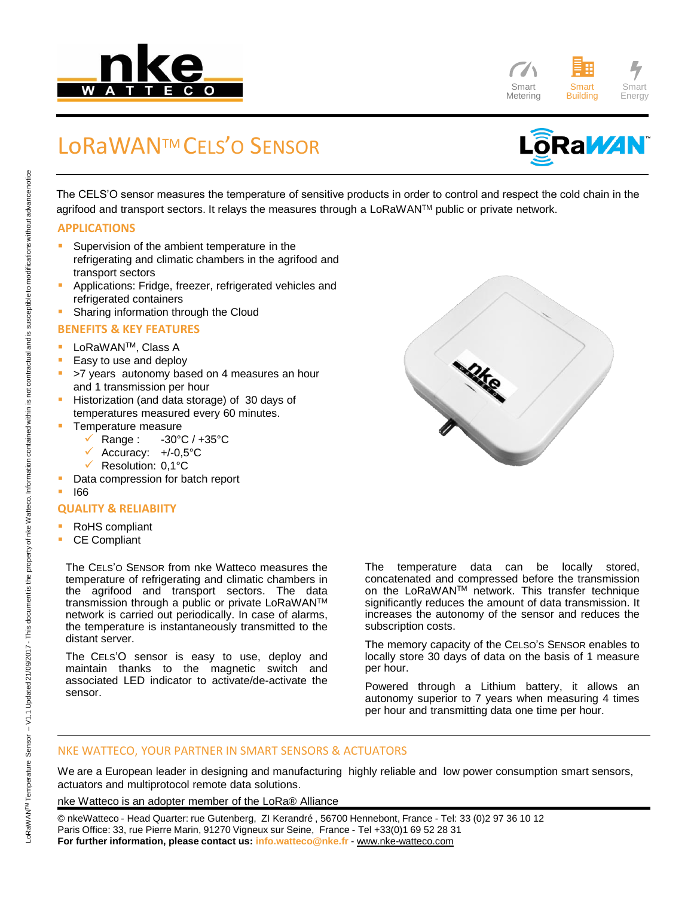# LoRaWAN™ CELS'O SENSOR

The CELS'O sensor measures the temperature of sensitive products in order to control and respect the cold chain in the agrifood and transport sectors. It relays the measures through a LoRaWAN™ public or private network.

## APPLICATIONS

- Supervision of the ambient temperature in the refrigerating and climatic chambers in the agrifood and transport sectors
- Applications: Fridge, freezer, refrigerated vehicles and refrigerated containers
- Sharing information through the Cloud

## BENEFITS & KEY FEATURES

- LoRaWAN™, Class A
- Easy to use and deploy
- >7 years autonomy based on 4 measures an hour and 1 transmission per hour
- Historization (and data storage) of 30 days of temperatures measured every 60 minutes.
- Temperature measure
  - ✓ Range : -30°C / +35°C
  - ✓ Accuracy: +/-0,5°C
  - ✓ Resolution: 0,1°C
- Data compression for batch report
- I66

## QUALITY & RELIABIITY

- RoHS compliant
- CE Compliant

The CELS'O SENSOR from nke Watteco measures the temperature of refrigerating and climatic chambers in the agrifood and transport sectors. The data transmission through a public or private LoRaWAN™ network is carried out periodically. In case of alarms, the temperature is instantaneously transmitted to the distant server.

The CELS'O sensor is easy to use, deploy and maintain thanks to the magnetic switch and associated LED indicator to activate/de-activate the sensor.

The temperature data can be locally stored, concatenated and compressed before the transmission on the LoRaWAN™ network. This transfer technique significantly reduces the amount of data transmission. It increases the autonomy of the sensor and reduces the subscription costs.

The memory capacity of the CELSO'S SENSOR enables to locally store 30 days of data on the basis of 1 measure per hour.

Powered through a Lithium battery, it allows an autonomy superior to 7 years when measuring 4 times per hour and transmitting data one time per hour.

## NKE WATTECO, YOUR PARTNER IN SMART SENSORS & ACTUATORS

We are a European leader in designing and manufacturing highly reliable and low power consumption smart sensors, actuators and multiprotocol remote data solutions.

nke Watteco is an adopter member of the LoRa® Alliance

© nkeWatteco - Head Quarter: rue Gutenberg, ZI Kerandré , 56700 Hennebont, France - Tel: 33 (0)2 97 36 10 12
Paris Office: 33, rue Pierre Marin, 91270 Vigneux sur Seine, France - Tel +33(0)1 69 52 28 31
**For further information, please contact us:** **info.watteco@nke.fr** - www.nke-watteco.com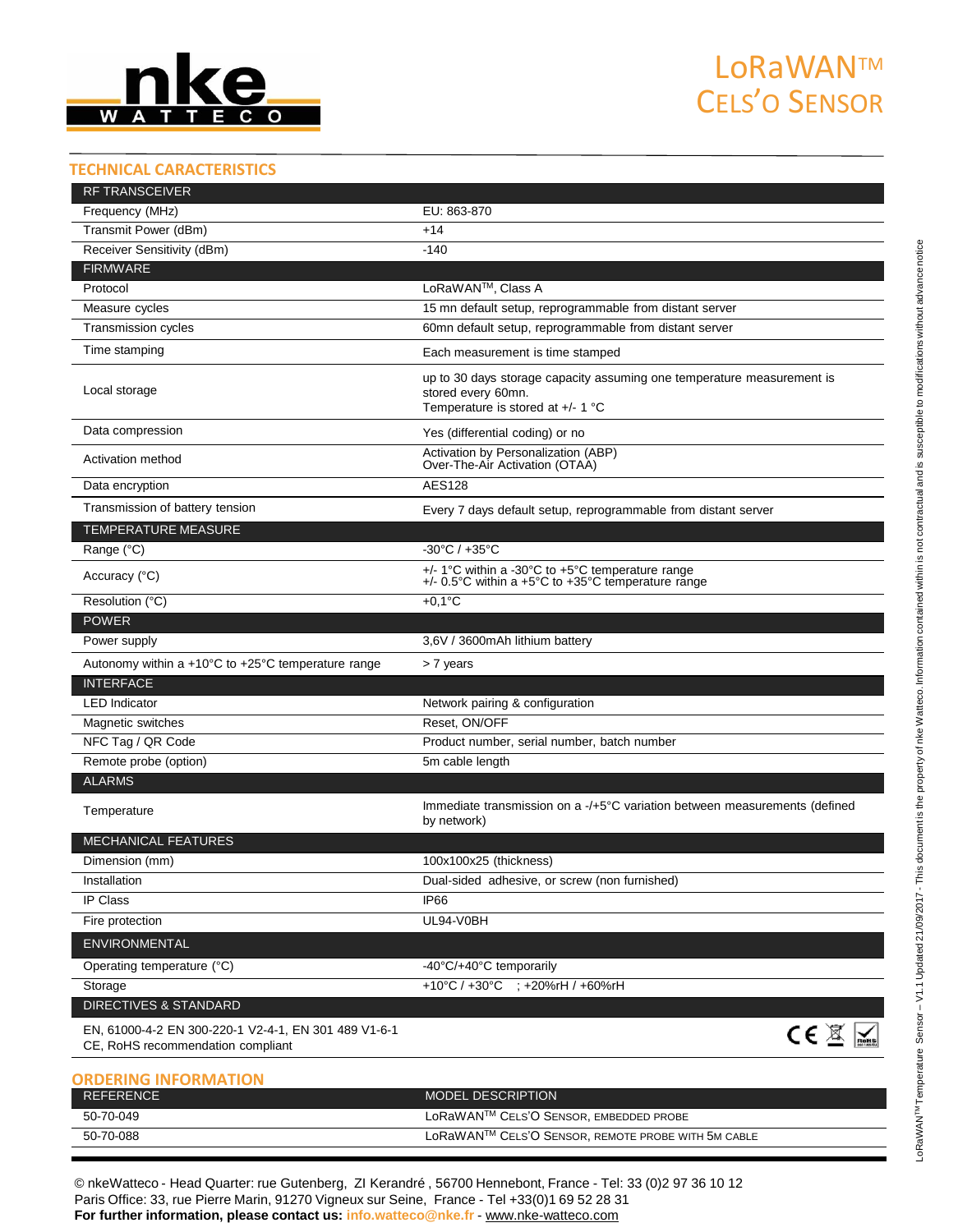# LoRaWAN™ CELS'O SENSOR

## TECHNICAL CARACTERISTICS

| | |
|---|---|
| **RF TRANSCEIVER** | |
| Frequency (MHz) | EU: 863-870 |
| Transmit Power (dBm) | +14 |
| Receiver Sensitivity (dBm) | -140 |
| **FIRMWARE** | |
| Protocol | LoRaWAN™, Class A |
| Measure cycles | 15 mn default setup, reprogrammable from distant server |
| Transmission cycles | 60mn default setup, reprogrammable from distant server |
| Time stamping | Each measurement is time stamped |
| Local storage | up to 30 days storage capacity assuming one temperature measurement is stored every 60mn. Temperature is stored at +/- 1 °C |
| Data compression | Yes (differential coding) or no |
| Activation method | Activation by Personalization (ABP) Over-The-Air Activation (OTAA) |
| Data encryption | AES128 |
| Transmission of battery tension | Every 7 days default setup, reprogrammable from distant server |
| **TEMPERATURE MEASURE** | |
| Range (°C) | -30°C / +35°C |
| Accuracy (°C) | +/- 1°C within a -30°C to +5°C temperature range +/- 0.5°C within a +5°C to +35°C temperature range |
| Resolution (°C) | +0,1°C |
| **POWER** | |
| Power supply | 3,6V / 3600mAh lithium battery |
| Autonomy within a +10°C to +25°C temperature range | > 7 years |
| **INTERFACE** | |
| LED Indicator | Network pairing & configuration |
| Magnetic switches | Reset, ON/OFF |
| NFC Tag / QR Code | Product number, serial number, batch number |
| Remote probe (option) | 5m cable length |
| **ALARMS** | |
| Temperature | Immediate transmission on a -/+5°C variation between measurements (defined by network) |
| **MECHANICAL FEATURES** | |
| Dimension (mm) | 100x100x25 (thickness) |
| Installation | Dual-sided adhesive, or screw (non furnished) |
| IP Class | IP66 |
| Fire protection | UL94-V0BH |
| **ENVIRONMENTAL** | |
| Operating temperature (°C) | -40°C/+40°C temporarily |
| Storage | +10°C / +30°C ; +20%rH / +60%rH |
| **DIRECTIVES & STANDARD** | |
| EN, 61000-4-2 EN 300-220-1 V2-4-1, EN 301 489 V1-6-1 CE, RoHS recommendation compliant | |

## ORDERING INFORMATION

| REFERENCE | MODEL DESCRIPTION |
|---|---|
| 50-70-049 | LoRaWAN™ CELS'O SENSOR, EMBEDDED PROBE |
| 50-70-088 | LoRaWAN™ CELS'O SENSOR, REMOTE PROBE WITH 5M CABLE |

© nkeWatteco - Head Quarter: rue Gutenberg, ZI Kerandré , 56700 Hennebont, France - Tel: 33 (0)2 97 36 10 12
Paris Office: 33, rue Pierre Marin, 91270 Vigneux sur Seine, France - Tel +33(0)1 69 52 28 31
**For further information, please contact us:** info.watteco@nke.fr - www.nke-watteco.com

LoRaWAN™Temperature Sensor – V1.1 Updated 21/09/2017 - This document is the property of nke Watteco. Information contained within is not contractual and is susceptible to modifications without advance notice